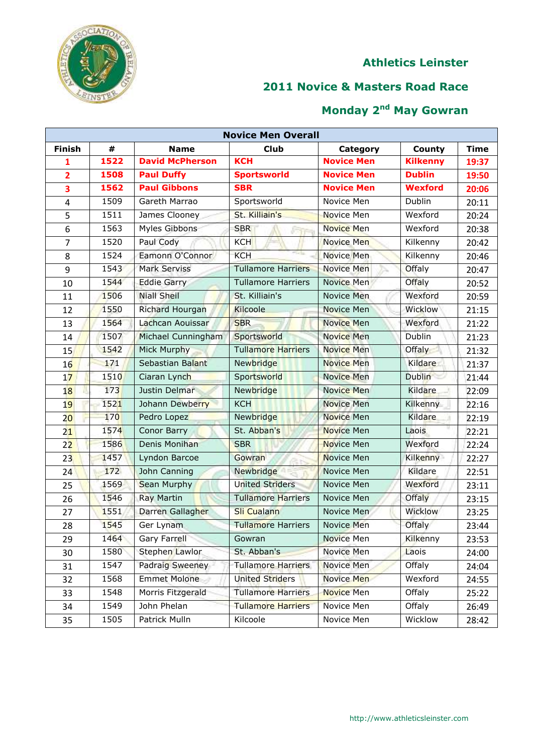## Athletics Leinster

## 2011 Novice & Masters Road Race

## Monday 2nd May Gowran

| Novice Men Overall | | | | | | |
|---|---|---|---|---|---|---|
| **Finish** | **#** | **Name** | **Club** | **Category** | **County** | **Time** |
| **1** | **1522** | **David McPherson** | **KCH** | **Novice Men** | **Kilkenny** | **19:37** |
| **2** | **1508** | **Paul Duffy** | **Sportsworld** | **Novice Men** | **Dublin** | **19:50** |
| **3** | **1562** | **Paul Gibbons** | **SBR** | **Novice Men** | **Wexford** | **20:06** |
| 4 | 1509 | Gareth Marrao | Sportsworld | Novice Men | Dublin | 20:11 |
| 5 | 1511 | James Clooney | St. Killiain's | Novice Men | Wexford | 20:24 |
| 6 | 1563 | Myles Gibbons | SBR | Novice Men | Wexford | 20:38 |
| 7 | 1520 | Paul Cody | KCH | Novice Men | Kilkenny | 20:42 |
| 8 | 1524 | Eamonn O'Connor | KCH | Novice Men | Kilkenny | 20:46 |
| 9 | 1543 | Mark Serviss | Tullamore Harriers | Novice Men | Offaly | 20:47 |
| 10 | 1544 | Eddie Garry | Tullamore Harriers | Novice Men | Offaly | 20:52 |
| 11 | 1506 | Niall Sheil | St. Killiain's | Novice Men | Wexford | 20:59 |
| 12 | 1550 | Richard Hourgan | Kilcoole | Novice Men | Wicklow | 21:15 |
| 13 | 1564 | Lachcan Aouissar | SBR | Novice Men | Wexford | 21:22 |
| 14 | 1507 | Michael Cunningham | Sportsworld | Novice Men | Dublin | 21:23 |
| 15 | 1542 | Mick Murphy | Tullamore Harriers | Novice Men | Offaly | 21:32 |
| 16 | 171 | Sebastian Balant | Newbridge | Novice Men | Kildare | 21:37 |
| 17 | 1510 | Ciaran Lynch | Sportsworld | Novice Men | Dublin | 21:44 |
| 18 | 173 | Justin Delmar | Newbridge | Novice Men | Kildare | 22:09 |
| 19 | 1521 | Johann Dewberry | KCH | Novice Men | Kilkenny | 22:16 |
| 20 | 170 | Pedro Lopez | Newbridge | Novice Men | Kildare | 22:19 |
| 21 | 1574 | Conor Barry | St. Abban's | Novice Men | Laois | 22:21 |
| 22 | 1586 | Denis Monihan | SBR | Novice Men | Wexford | 22:24 |
| 23 | 1457 | Lyndon Barcoe | Gowran | Novice Men | Kilkenny | 22:27 |
| 24 | 172 | John Canning | Newbridge | Novice Men | Kildare | 22:51 |
| 25 | 1569 | Sean Murphy | United Striders | Novice Men | Wexford | 23:11 |
| 26 | 1546 | Ray Martin | Tullamore Harriers | Novice Men | Offaly | 23:15 |
| 27 | 1551 | Darren Gallagher | Sli Cualann | Novice Men | Wicklow | 23:25 |
| 28 | 1545 | Ger Lynam | Tullamore Harriers | Novice Men | Offaly | 23:44 |
| 29 | 1464 | Gary Farrell | Gowran | Novice Men | Kilkenny | 23:53 |
| 30 | 1580 | Stephen Lawlor | St. Abban's | Novice Men | Laois | 24:00 |
| 31 | 1547 | Padraig Sweeney | Tullamore Harriers | Novice Men | Offaly | 24:04 |
| 32 | 1568 | Emmet Molone | United Striders | Novice Men | Wexford | 24:55 |
| 33 | 1548 | Morris Fitzgerald | Tullamore Harriers | Novice Men | Offaly | 25:22 |
| 34 | 1549 | John Phelan | Tullamore Harriers | Novice Men | Offaly | 26:49 |
| 35 | 1505 | Patrick Mulln | Kilcoole | Novice Men | Wicklow | 28:42 |

http://www.athleticsleinster.com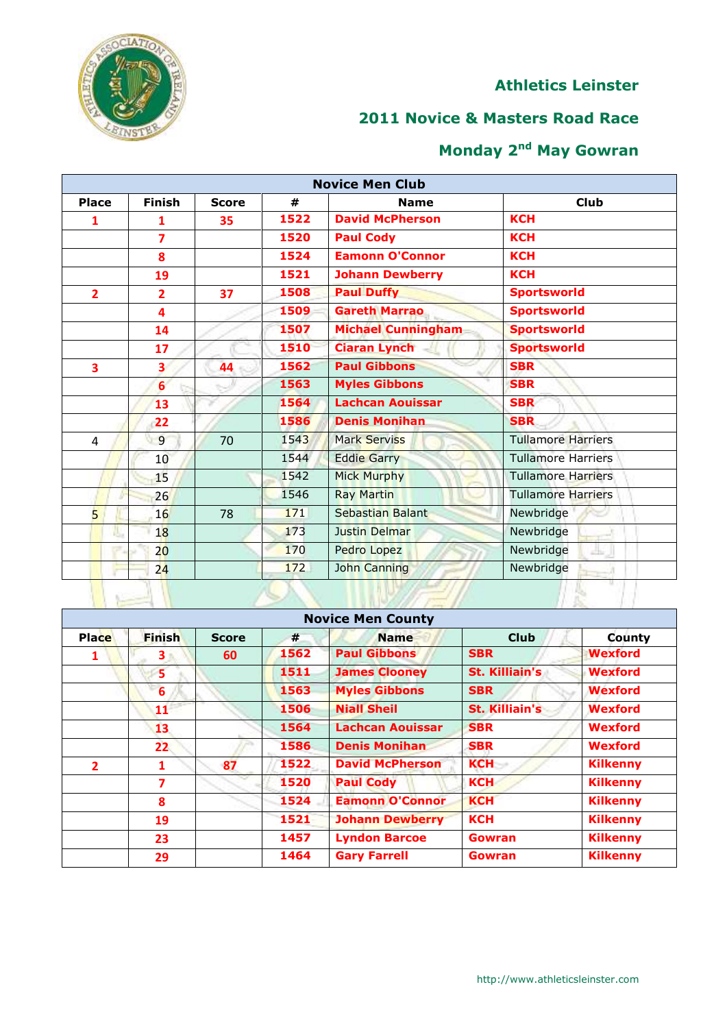## Athletics Leinster

## 2011 Novice & Masters Road Race

## Monday 2nd May Gowran

| Novice Men Club | | | | | |
|---|---|---|---|---|---|
| **Place** | **Finish** | **Score** | **#** | **Name** | **Club** |
| 1 | 1 | 35 | 1522 | David McPherson | KCH |
| | 7 | | 1520 | Paul Cody | KCH |
| | 8 | | 1524 | Eamonn O'Connor | KCH |
| | 19 | | 1521 | Johann Dewberry | KCH |
| 2 | 2 | 37 | 1508 | Paul Duffy | Sportsworld |
| | 4 | | 1509 | Gareth Marrao | Sportsworld |
| | 14 | | 1507 | Michael Cunningham | Sportsworld |
| | 17 | | 1510 | Ciaran Lynch | Sportsworld |
| 3 | 3 | 44 | 1562 | Paul Gibbons | SBR |
| | 6 | | 1563 | Myles Gibbons | SBR |
| | 13 | | 1564 | Lachcan Aouissar | SBR |
| | 22 | | 1586 | Denis Monihan | SBR |
| 4 | 9 | 70 | 1543 | Mark Serviss | Tullamore Harriers |
| | 10 | | 1544 | Eddie Garry | Tullamore Harriers |
| | 15 | | 1542 | Mick Murphy | Tullamore Harriers |
| | 26 | | 1546 | Ray Martin | Tullamore Harriers |
| 5 | 16 | 78 | 171 | Sebastian Balant | Newbridge |
| | 18 | | 173 | Justin Delmar | Newbridge |
| | 20 | | 170 | Pedro Lopez | Newbridge |
| | 24 | | 172 | John Canning | Newbridge |

| Novice Men County | | | | | | |
|---|---|---|---|---|---|---|
| **Place** | **Finish** | **Score** | **#** | **Name** | **Club** | **County** |
| 1 | 3 | 60 | 1562 | Paul Gibbons | SBR | Wexford |
| | 5 | | 1511 | James Clooney | St. Killiain's | Wexford |
| | 6 | | 1563 | Myles Gibbons | SBR | Wexford |
| | 11 | | 1506 | Niall Sheil | St. Killiain's | Wexford |
| | 13 | | 1564 | Lachcan Aouissar | SBR | Wexford |
| | 22 | | 1586 | Denis Monihan | SBR | Wexford |
| 2 | 1 | 87 | 1522 | David McPherson | KCH | Kilkenny |
| | 7 | | 1520 | Paul Cody | KCH | Kilkenny |
| | 8 | | 1524 | Eamonn O'Connor | KCH | Kilkenny |
| | 19 | | 1521 | Johann Dewberry | KCH | Kilkenny |
| | 23 | | 1457 | Lyndon Barcoe | Gowran | Kilkenny |
| | 29 | | 1464 | Gary Farrell | Gowran | Kilkenny |

http://www.athleticsleinster.com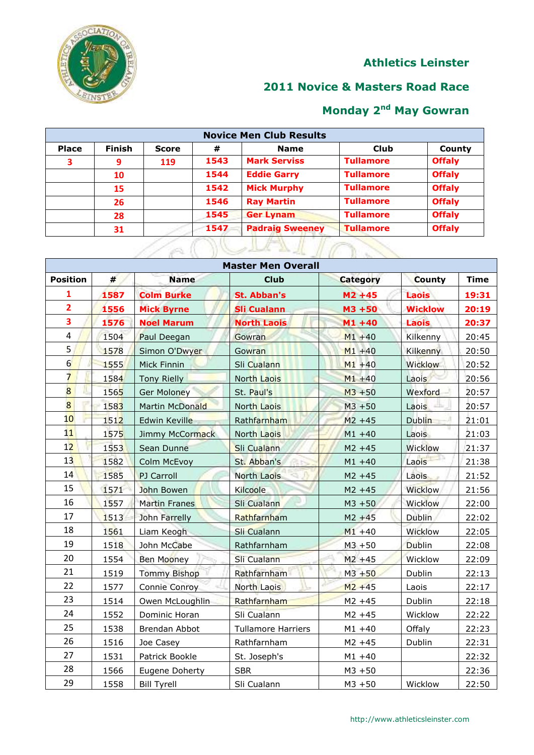## Athletics Leinster

## 2011 Novice & Masters Road Race

## Monday 2nd May Gowran

| Novice Men Club Results | | | | | | |
|---|---|---|---|---|---|---|
| Place | Finish | Score | # | Name | Club | County |
| 3 | 9 | 119 | 1543 | Mark Serviss | Tullamore | Offaly |
| | 10 | | 1544 | Eddie Garry | Tullamore | Offaly |
| | 15 | | 1542 | Mick Murphy | Tullamore | Offaly |
| | 26 | | 1546 | Ray Martin | Tullamore | Offaly |
| | 28 | | 1545 | Ger Lynam | Tullamore | Offaly |
| | 31 | | 1547 | Padraig Sweeney | Tullamore | Offaly |

| Master Men Overall | | | | | | |
|---|---|---|---|---|---|---|
| Position | # | Name | Club | Category | County | Time |
| 1 | 1587 | Colm Burke | St. Abban's | M2 +45 | Laois | 19:31 |
| 2 | 1556 | Mick Byrne | Sli Cualann | M3 +50 | Wicklow | 20:19 |
| 3 | 1576 | Noel Marum | North Laois | M1 +40 | Laois | 20:37 |
| 4 | 1504 | Paul Deegan | Gowran | M1 +40 | Kilkenny | 20:45 |
| 5 | 1578 | Simon O'Dwyer | Gowran | M1 +40 | Kilkenny | 20:50 |
| 6 | 1555 | Mick Finnin | Sli Cualann | M1 +40 | Wicklow | 20:52 |
| 7 | 1584 | Tony Rielly | North Laois | M1 +40 | Laois | 20:56 |
| 8 | 1565 | Ger Moloney | St. Paul's | M3 +50 | Wexford | 20:57 |
| 8 | 1583 | Martin McDonald | North Laois | M3 +50 | Laois | 20:57 |
| 10 | 1512 | Edwin Keville | Rathfarnham | M2 +45 | Dublin | 21:01 |
| 11 | 1575 | Jimmy McCormack | North Laois | M1 +40 | Laois | 21:03 |
| 12 | 1553 | Sean Dunne | Sli Cualann | M2 +45 | Wicklow | 21:37 |
| 13 | 1582 | Colm McEvoy | St. Abban's | M1 +40 | Laois | 21:38 |
| 14 | 1585 | PJ Carroll | North Laois | M2 +45 | Laois | 21:52 |
| 15 | 1571 | John Bowen | Kilcoole | M2 +45 | Wicklow | 21:56 |
| 16 | 1557 | Martin Franes | Sli Cualann | M3 +50 | Wicklow | 22:00 |
| 17 | 1513 | John Farrelly | Rathfarnham | M2 +45 | Dublin | 22:02 |
| 18 | 1561 | Liam Keogh | Sli Cualann | M1 +40 | Wicklow | 22:05 |
| 19 | 1518 | John McCabe | Rathfarnham | M3 +50 | Dublin | 22:08 |
| 20 | 1554 | Ben Mooney | Sli Cualann | M2 +45 | Wicklow | 22:09 |
| 21 | 1519 | Tommy Bishop | Rathfarnham | M3 +50 | Dublin | 22:13 |
| 22 | 1577 | Connie Conroy | North Laois | M2 +45 | Laois | 22:17 |
| 23 | 1514 | Owen McLoughlin | Rathfarnham | M2 +45 | Dublin | 22:18 |
| 24 | 1552 | Dominic Horan | Sli Cualann | M2 +45 | Wicklow | 22:22 |
| 25 | 1538 | Brendan Abbot | Tullamore Harriers | M1 +40 | Offaly | 22:23 |
| 26 | 1516 | Joe Casey | Rathfarnham | M2 +45 | Dublin | 22:31 |
| 27 | 1531 | Patrick Bookle | St. Joseph's | M1 +40 | | 22:32 |
| 28 | 1566 | Eugene Doherty | SBR | M3 +50 | | 22:36 |
| 29 | 1558 | Bill Tyrell | Sli Cualann | M3 +50 | Wicklow | 22:50 |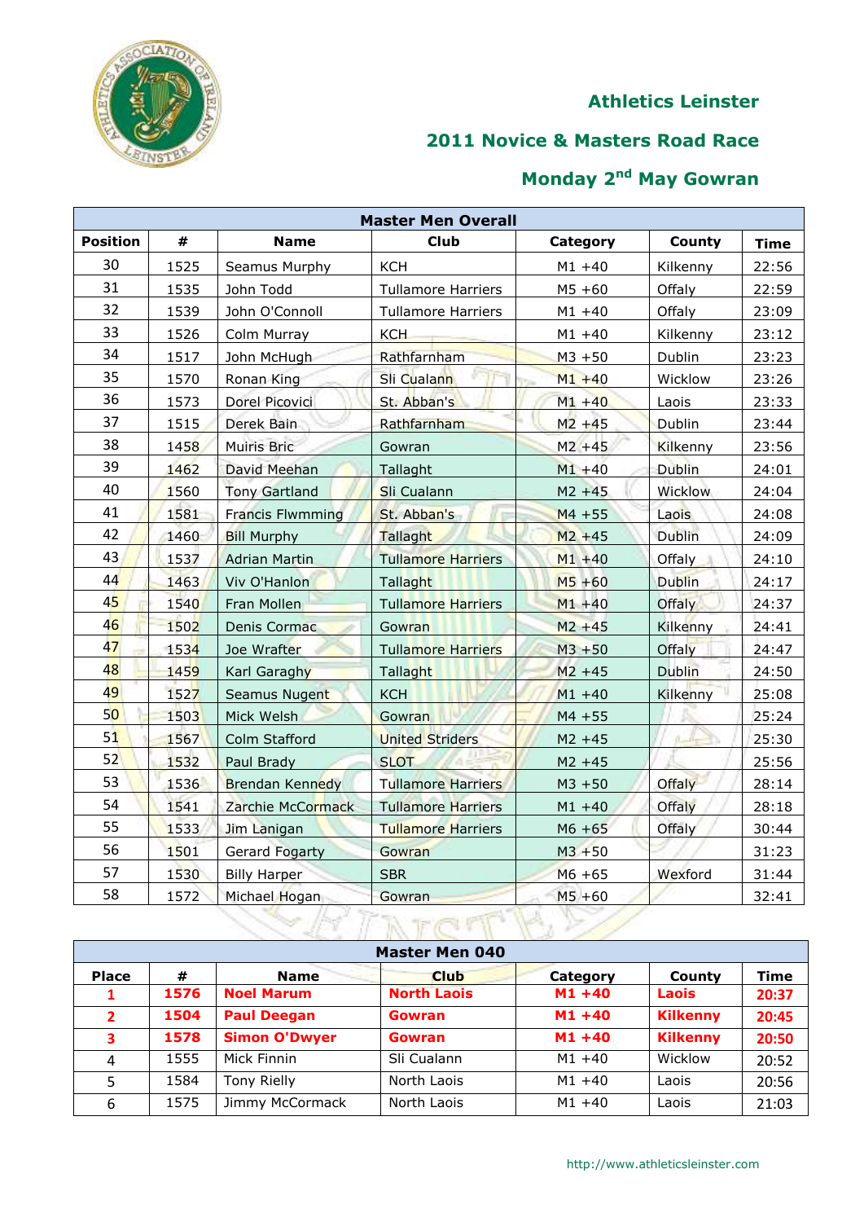## Athletics Leinster

## 2011 Novice & Masters Road Race

## Monday 2nd May Gowran

| Master Men Overall | | | | | | |
|---|---|---|---|---|---|---|
| **Position** | **#** | **Name** | **Club** | **Category** | **County** | **Time** |
| 30 | 1525 | Seamus Murphy | KCH | M1 +40 | Kilkenny | 22:56 |
| 31 | 1535 | John Todd | Tullamore Harriers | M5 +60 | Offaly | 22:59 |
| 32 | 1539 | John O'Connoll | Tullamore Harriers | M1 +40 | Offaly | 23:09 |
| 33 | 1526 | Colm Murray | KCH | M1 +40 | Kilkenny | 23:12 |
| 34 | 1517 | John McHugh | Rathfarnham | M3 +50 | Dublin | 23:23 |
| 35 | 1570 | Ronan King | Sli Cualann | M1 +40 | Wicklow | 23:26 |
| 36 | 1573 | Dorel Picovici | St. Abban's | M1 +40 | Laois | 23:33 |
| 37 | 1515 | Derek Bain | Rathfarnham | M2 +45 | Dublin | 23:44 |
| 38 | 1458 | Muiris Bric | Gowran | M2 +45 | Kilkenny | 23:56 |
| 39 | 1462 | David Meehan | Tallaght | M1 +40 | Dublin | 24:01 |
| 40 | 1560 | Tony Gartland | Sli Cualann | M2 +45 | Wicklow | 24:04 |
| 41 | 1581 | Francis Flwmming | St. Abban's | M4 +55 | Laois | 24:08 |
| 42 | 1460 | Bill Murphy | Tallaght | M2 +45 | Dublin | 24:09 |
| 43 | 1537 | Adrian Martin | Tullamore Harriers | M1 +40 | Offaly | 24:10 |
| 44 | 1463 | Viv O'Hanlon | Tallaght | M5 +60 | Dublin | 24:17 |
| 45 | 1540 | Fran Mollen | Tullamore Harriers | M1 +40 | Offaly | 24:37 |
| 46 | 1502 | Denis Cormac | Gowran | M2 +45 | Kilkenny | 24:41 |
| 47 | 1534 | Joe Wrafter | Tullamore Harriers | M3 +50 | Offaly | 24:47 |
| 48 | 1459 | Karl Garaghy | Tallaght | M2 +45 | Dublin | 24:50 |
| 49 | 1527 | Seamus Nugent | KCH | M1 +40 | Kilkenny | 25:08 |
| 50 | 1503 | Mick Welsh | Gowran | M4 +55 | | 25:24 |
| 51 | 1567 | Colm Stafford | United Striders | M2 +45 | | 25:30 |
| 52 | 1532 | Paul Brady | SLOT | M2 +45 | | 25:56 |
| 53 | 1536 | Brendan Kennedy | Tullamore Harriers | M3 +50 | Offaly | 28:14 |
| 54 | 1541 | Zarchie McCormack | Tullamore Harriers | M1 +40 | Offaly | 28:18 |
| 55 | 1533 | Jim Lanigan | Tullamore Harriers | M6 +65 | Offaly | 30:44 |
| 56 | 1501 | Gerard Fogarty | Gowran | M3 +50 | | 31:23 |
| 57 | 1530 | Billy Harper | SBR | M6 +65 | Wexford | 31:44 |
| 58 | 1572 | Michael Hogan | Gowran | M5 +60 | | 32:41 |

| Master Men 040 | | | | | | |
|---|---|---|---|---|---|---|
| **Place** | **#** | **Name** | **Club** | **Category** | **County** | **Time** |
| **1** | **1576** | **Noel Marum** | **North Laois** | **M1 +40** | **Laois** | **20:37** |
| **2** | **1504** | **Paul Deegan** | **Gowran** | **M1 +40** | **Kilkenny** | **20:45** |
| **3** | **1578** | **Simon O'Dwyer** | **Gowran** | **M1 +40** | **Kilkenny** | **20:50** |
| 4 | 1555 | Mick Finnin | Sli Cualann | M1 +40 | Wicklow | 20:52 |
| 5 | 1584 | Tony Rielly | North Laois | M1 +40 | Laois | 20:56 |
| 6 | 1575 | Jimmy McCormack | North Laois | M1 +40 | Laois | 21:03 |

http://www.athleticsleinster.com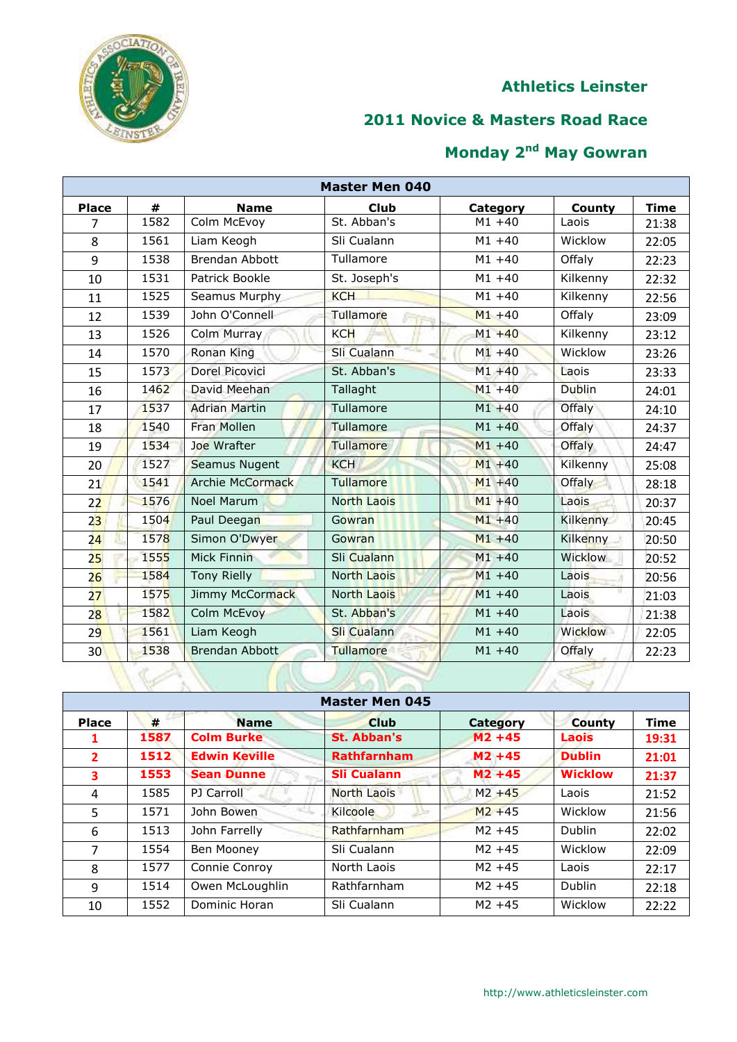## Athletics Leinster

## 2011 Novice & Masters Road Race

## Monday 2nd May Gowran

| Master Men 040 | | | | | | |
|---|---|---|---|---|---|---|
| **Place** | **#** | **Name** | **Club** | **Category** | **County** | **Time** |
| 7 | 1582 | Colm McEvoy | St. Abban's | M1 +40 | Laois | 21:38 |
| 8 | 1561 | Liam Keogh | Sli Cualann | M1 +40 | Wicklow | 22:05 |
| 9 | 1538 | Brendan Abbott | Tullamore | M1 +40 | Offaly | 22:23 |
| 10 | 1531 | Patrick Bookle | St. Joseph's | M1 +40 | Kilkenny | 22:32 |
| 11 | 1525 | Seamus Murphy | KCH | M1 +40 | Kilkenny | 22:56 |
| 12 | 1539 | John O'Connell | Tullamore | M1 +40 | Offaly | 23:09 |
| 13 | 1526 | Colm Murray | KCH | M1 +40 | Kilkenny | 23:12 |
| 14 | 1570 | Ronan King | Sli Cualann | M1 +40 | Wicklow | 23:26 |
| 15 | 1573 | Dorel Picovici | St. Abban's | M1 +40 | Laois | 23:33 |
| 16 | 1462 | David Meehan | Tallaght | M1 +40 | Dublin | 24:01 |
| 17 | 1537 | Adrian Martin | Tullamore | M1 +40 | Offaly | 24:10 |
| 18 | 1540 | Fran Mollen | Tullamore | M1 +40 | Offaly | 24:37 |
| 19 | 1534 | Joe Wrafter | Tullamore | M1 +40 | Offaly | 24:47 |
| 20 | 1527 | Seamus Nugent | KCH | M1 +40 | Kilkenny | 25:08 |
| 21 | 1541 | Archie McCormack | Tullamore | M1 +40 | Offaly | 28:18 |
| 22 | 1576 | Noel Marum | North Laois | M1 +40 | Laois | 20:37 |
| 23 | 1504 | Paul Deegan | Gowran | M1 +40 | Kilkenny | 20:45 |
| 24 | 1578 | Simon O'Dwyer | Gowran | M1 +40 | Kilkenny | 20:50 |
| 25 | 1555 | Mick Finnin | Sli Cualann | M1 +40 | Wicklow | 20:52 |
| 26 | 1584 | Tony Rielly | North Laois | M1 +40 | Laois | 20:56 |
| 27 | 1575 | Jimmy McCormack | North Laois | M1 +40 | Laois | 21:03 |
| 28 | 1582 | Colm McEvoy | St. Abban's | M1 +40 | Laois | 21:38 |
| 29 | 1561 | Liam Keogh | Sli Cualann | M1 +40 | Wicklow | 22:05 |
| 30 | 1538 | Brendan Abbott | Tullamore | M1 +40 | Offaly | 22:23 |

| Master Men 045 | | | | | | |
|---|---|---|---|---|---|---|
| **Place** | **#** | **Name** | **Club** | **Category** | **County** | **Time** |
| **1** | **1587** | **Colm Burke** | **St. Abban's** | **M2 +45** | **Laois** | **19:31** |
| **2** | **1512** | **Edwin Keville** | **Rathfarnham** | **M2 +45** | **Dublin** | **21:01** |
| **3** | **1553** | **Sean Dunne** | **Sli Cualann** | **M2 +45** | **Wicklow** | **21:37** |
| 4 | 1585 | PJ Carroll | North Laois | M2 +45 | Laois | 21:52 |
| 5 | 1571 | John Bowen | Kilcoole | M2 +45 | Wicklow | 21:56 |
| 6 | 1513 | John Farrelly | Rathfarnham | M2 +45 | Dublin | 22:02 |
| 7 | 1554 | Ben Mooney | Sli Cualann | M2 +45 | Wicklow | 22:09 |
| 8 | 1577 | Connie Conroy | North Laois | M2 +45 | Laois | 22:17 |
| 9 | 1514 | Owen McLoughlin | Rathfarnham | M2 +45 | Dublin | 22:18 |
| 10 | 1552 | Dominic Horan | Sli Cualann | M2 +45 | Wicklow | 22:22 |

http://www.athleticsleinster.com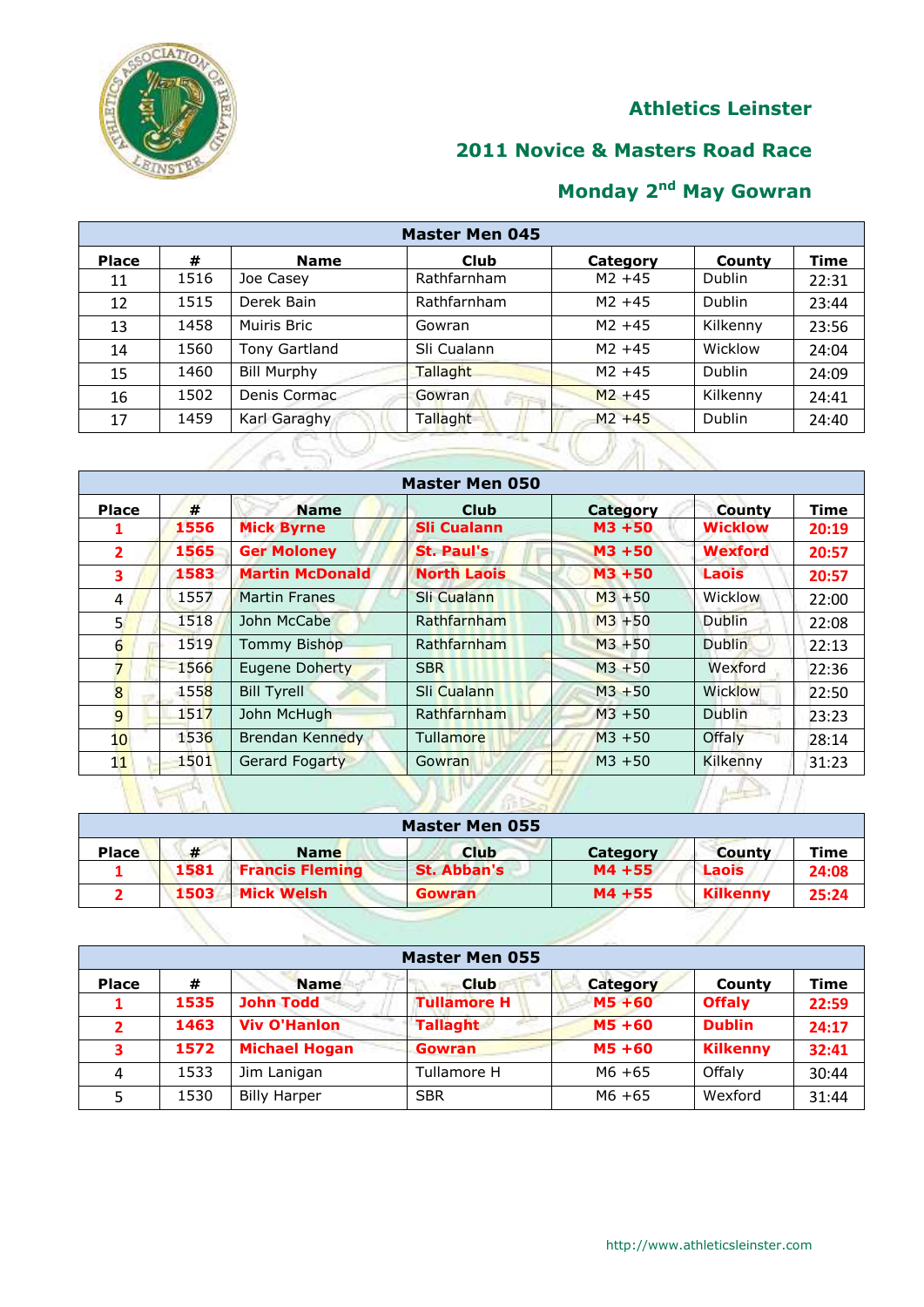## Athletics Leinster

## 2011 Novice & Masters Road Race

## Monday 2nd May Gowran

| Master Men 045 | | | | | | |
|---|---|---|---|---|---|---|
| **Place** | **#** | **Name** | **Club** | **Category** | **County** | **Time** |
| 11 | 1516 | Joe Casey | Rathfarnham | M2 +45 | Dublin | 22:31 |
| 12 | 1515 | Derek Bain | Rathfarnham | M2 +45 | Dublin | 23:44 |
| 13 | 1458 | Muiris Bric | Gowran | M2 +45 | Kilkenny | 23:56 |
| 14 | 1560 | Tony Gartland | Sli Cualann | M2 +45 | Wicklow | 24:04 |
| 15 | 1460 | Bill Murphy | Tallaght | M2 +45 | Dublin | 24:09 |
| 16 | 1502 | Denis Cormac | Gowran | M2 +45 | Kilkenny | 24:41 |
| 17 | 1459 | Karl Garaghy | Tallaght | M2 +45 | Dublin | 24:40 |

| Master Men 050 | | | | | | |
|---|---|---|---|---|---|---|
| **Place** | **#** | **Name** | **Club** | **Category** | **County** | **Time** |
| **1** | **1556** | **Mick Byrne** | **Sli Cualann** | **M3 +50** | **Wicklow** | **20:19** |
| **2** | **1565** | **Ger Moloney** | **St. Paul's** | **M3 +50** | **Wexford** | **20:57** |
| **3** | **1583** | **Martin McDonald** | **North Laois** | **M3 +50** | **Laois** | **20:57** |
| 4 | 1557 | Martin Franes | Sli Cualann | M3 +50 | Wicklow | 22:00 |
| 5 | 1518 | John McCabe | Rathfarnham | M3 +50 | Dublin | 22:08 |
| 6 | 1519 | Tommy Bishop | Rathfarnham | M3 +50 | Dublin | 22:13 |
| 7 | 1566 | Eugene Doherty | SBR | M3 +50 | Wexford | 22:36 |
| 8 | 1558 | Bill Tyrell | Sli Cualann | M3 +50 | Wicklow | 22:50 |
| 9 | 1517 | John McHugh | Rathfarnham | M3 +50 | Dublin | 23:23 |
| 10 | 1536 | Brendan Kennedy | Tullamore | M3 +50 | Offaly | 28:14 |
| 11 | 1501 | Gerard Fogarty | Gowran | M3 +50 | Kilkenny | 31:23 |

| Master Men 055 | | | | | | |
|---|---|---|---|---|---|---|
| **Place** | **#** | **Name** | **Club** | **Category** | **County** | **Time** |
| **1** | **1581** | **Francis Fleming** | **St. Abban's** | **M4 +55** | **Laois** | **24:08** |
| **2** | **1503** | **Mick Welsh** | **Gowran** | **M4 +55** | **Kilkenny** | **25:24** |

| Master Men 055 | | | | | | |
|---|---|---|---|---|---|---|
| **Place** | **#** | **Name** | **Club** | **Category** | **County** | **Time** |
| **1** | **1535** | **John Todd** | **Tullamore H** | **M5 +60** | **Offaly** | **22:59** |
| **2** | **1463** | **Viv O'Hanlon** | **Tallaght** | **M5 +60** | **Dublin** | **24:17** |
| **3** | **1572** | **Michael Hogan** | **Gowran** | **M5 +60** | **Kilkenny** | **32:41** |
| 4 | 1533 | Jim Lanigan | Tullamore H | M6 +65 | Offaly | 30:44 |
| 5 | 1530 | Billy Harper | SBR | M6 +65 | Wexford | 31:44 |

http://www.athleticsleinster.com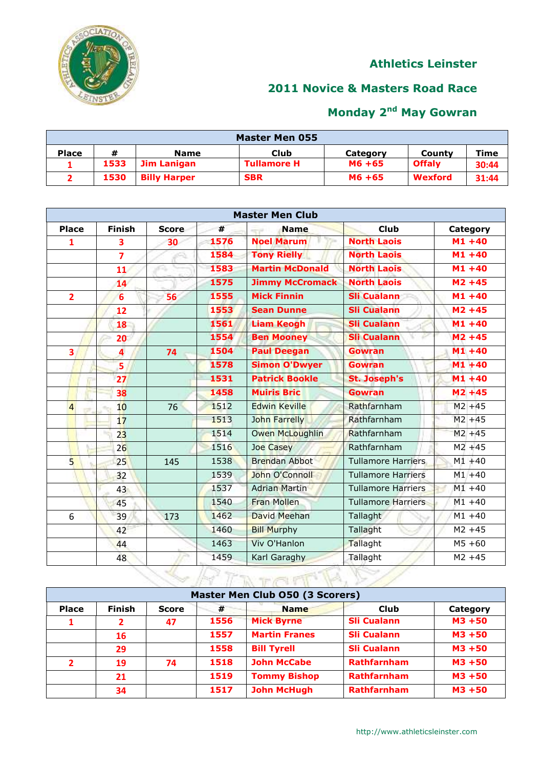## Athletics Leinster

## 2011 Novice & Masters Road Race

## Monday 2nd May Gowran

| Master Men 055 | | | | | | |
|---|---|---|---|---|---|---|
| **Place** | **#** | **Name** | **Club** | **Category** | **County** | **Time** |
| **1** | **1533** | **Jim Lanigan** | **Tullamore H** | **M6 +65** | **Offaly** | **30:44** |
| **2** | **1530** | **Billy Harper** | **SBR** | **M6 +65** | **Wexford** | **31:44** |

| Master Men Club | | | | | | |
|---|---|---|---|---|---|---|
| **Place** | **Finish** | **Score** | **#** | **Name** | **Club** | **Category** |
| **1** | **3** | **30** | **1576** | **Noel Marum** | **North Laois** | **M1 +40** |
| | **7** | | **1584** | **Tony Rielly** | **North Laois** | **M1 +40** |
| | **11** | | **1583** | **Martin McDonald** | **North Laois** | **M1 +40** |
| | **14** | | **1575** | **Jimmy McCromack** | **North Laois** | **M2 +45** |
| **2** | **6** | **56** | **1555** | **Mick Finnin** | **Sli Cualann** | **M1 +40** |
| | **12** | | **1553** | **Sean Dunne** | **Sli Cualann** | **M2 +45** |
| | **18** | | **1561** | **Liam Keogh** | **Sli Cualann** | **M1 +40** |
| | **20** | | **1554** | **Ben Mooney** | **Sli Cualann** | **M2 +45** |
| **3** | **4** | **74** | **1504** | **Paul Deegan** | **Gowran** | **M1 +40** |
| | **5** | | **1578** | **Simon O'Dwyer** | **Gowran** | **M1 +40** |
| | **27** | | **1531** | **Patrick Bookle** | **St. Joseph's** | **M1 +40** |
| | **38** | | **1458** | **Muiris Bric** | **Gowran** | **M2 +45** |
| 4 | 10 | 76 | 1512 | Edwin Keville | Rathfarnham | M2 +45 |
| | 17 | | 1513 | John Farrelly | Rathfarnham | M2 +45 |
| | 23 | | 1514 | Owen McLoughlin | Rathfarnham | M2 +45 |
| | 26 | | 1516 | Joe Casey | Rathfarnham | M2 +45 |
| 5 | 25 | 145 | 1538 | Brendan Abbot | Tullamore Harriers | M1 +40 |
| | 32 | | 1539 | John O'Connoll | Tullamore Harriers | M1 +40 |
| | 43 | | 1537 | Adrian Martin | Tullamore Harriers | M1 +40 |
| | 45 | | 1540 | Fran Mollen | Tullamore Harriers | M1 +40 |
| 6 | 39 | 173 | 1462 | David Meehan | Tallaght | M1 +40 |
| | 42 | | 1460 | Bill Murphy | Tallaght | M2 +45 |
| | 44 | | 1463 | Viv O'Hanlon | Tallaght | M5 +60 |
| | 48 | | 1459 | Karl Garaghy | Tallaght | M2 +45 |

| Master Men Club O50 (3 Scorers) | | | | | | |
|---|---|---|---|---|---|---|
| **Place** | **Finish** | **Score** | **#** | **Name** | **Club** | **Category** |
| **1** | **2** | **47** | **1556** | **Mick Byrne** | **Sli Cualann** | **M3 +50** |
| | **16** | | **1557** | **Martin Franes** | **Sli Cualann** | **M3 +50** |
| | **29** | | **1558** | **Bill Tyrell** | **Sli Cualann** | **M3 +50** |
| **2** | **19** | **74** | **1518** | **John McCabe** | **Rathfarnham** | **M3 +50** |
| | **21** | | **1519** | **Tommy Bishop** | **Rathfarnham** | **M3 +50** |
| | **34** | | **1517** | **John McHugh** | **Rathfarnham** | **M3 +50** |

http://www.athleticsleinster.com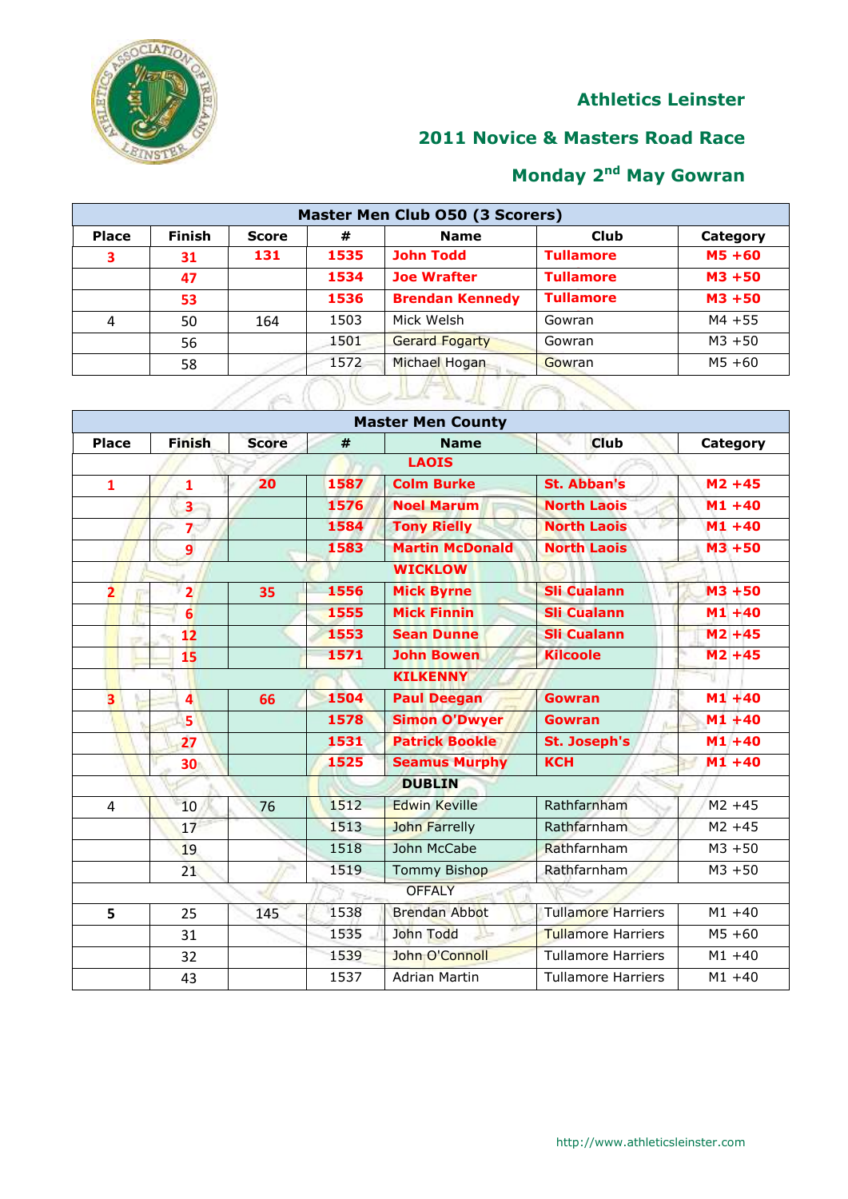## Athletics Leinster

## 2011 Novice & Masters Road Race

## Monday 2nd May Gowran

| Master Men Club O50 (3 Scorers) | | | | | | |
|---|---|---|---|---|---|---|
| **Place** | **Finish** | **Score** | **#** | **Name** | **Club** | **Category** |
| **3** | **31** | **131** | **1535** | **John Todd** | **Tullamore** | **M5 +60** |
| | **47** | | **1534** | **Joe Wrafter** | **Tullamore** | **M3 +50** |
| | **53** | | **1536** | **Brendan Kennedy** | **Tullamore** | **M3 +50** |
| 4 | 50 | 164 | 1503 | Mick Welsh | Gowran | M4 +55 |
| | 56 | | 1501 | Gerard Fogarty | Gowran | M3 +50 |
| | 58 | | 1572 | Michael Hogan | Gowran | M5 +60 |

| Master Men County | | | | | | |
|---|---|---|---|---|---|---|
| **Place** | **Finish** | **Score** | **#** | **Name** | **Club** | **Category** |
| | | | | **LAOIS** | | |
| **1** | **1** | **20** | **1587** | **Colm Burke** | **St. Abban's** | **M2 +45** |
| | **3** | | **1576** | **Noel Marum** | **North Laois** | **M1 +40** |
| | **7** | | **1584** | **Tony Rielly** | **North Laois** | **M1 +40** |
| | **9** | | **1583** | **Martin McDonald** | **North Laois** | **M3 +50** |
| | | | | **WICKLOW** | | |
| **2** | **2** | **35** | **1556** | **Mick Byrne** | **Sli Cualann** | **M3 +50** |
| | **6** | | **1555** | **Mick Finnin** | **Sli Cualann** | **M1 +40** |
| | **12** | | **1553** | **Sean Dunne** | **Sli Cualann** | **M2 +45** |
| | **15** | | **1571** | **John Bowen** | **Kilcoole** | **M2 +45** |
| | | | | **KILKENNY** | | |
| **3** | **4** | **66** | **1504** | **Paul Deegan** | **Gowran** | **M1 +40** |
| | **5** | | **1578** | **Simon O'Dwyer** | **Gowran** | **M1 +40** |
| | **27** | | **1531** | **Patrick Bookle** | **St. Joseph's** | **M1 +40** |
| | **30** | | **1525** | **Seamus Murphy** | **KCH** | **M1 +40** |
| | | | | **DUBLIN** | | |
| 4 | 10 | 76 | 1512 | Edwin Keville | Rathfarnham | M2 +45 |
| | 17 | | 1513 | John Farrelly | Rathfarnham | M2 +45 |
| | 19 | | 1518 | John McCabe | Rathfarnham | M3 +50 |
| | 21 | | 1519 | Tommy Bishop | Rathfarnham | M3 +50 |
| | | | | OFFALY | | |
| **5** | 25 | 145 | 1538 | Brendan Abbot | Tullamore Harriers | M1 +40 |
| | 31 | | 1535 | John Todd | Tullamore Harriers | M5 +60 |
| | 32 | | 1539 | John O'Connoll | Tullamore Harriers | M1 +40 |
| | 43 | | 1537 | Adrian Martin | Tullamore Harriers | M1 +40 |

http://www.athleticsleinster.com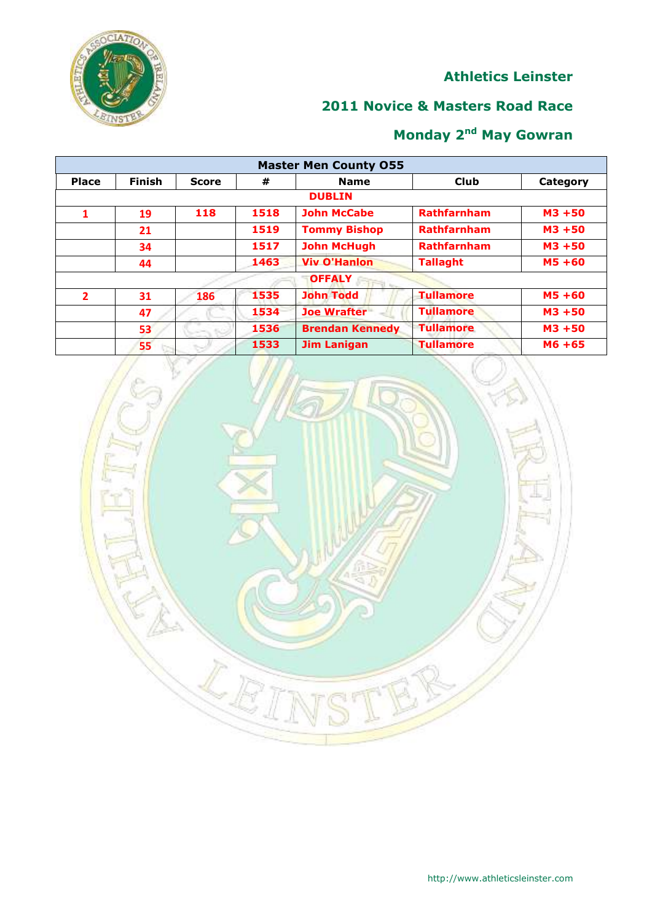## Athletics Leinster

## 2011 Novice & Masters Road Race

## Monday 2nd May Gowran

| Master Men County O55 | | | | | | |
|---|---|---|---|---|---|---|
| **Place** | **Finish** | **Score** | **#** | **Name** | **Club** | **Category** |
| **DUBLIN** | | | | | | |
| 1 | 19 | 118 | 1518 | John McCabe | Rathfarnham | M3 +50 |
| | 21 | | 1519 | Tommy Bishop | Rathfarnham | M3 +50 |
| | 34 | | 1517 | John McHugh | Rathfarnham | M3 +50 |
| | 44 | | 1463 | Viv O'Hanlon | Tallaght | M5 +60 |
| **OFFALY** | | | | | | |
| 2 | 31 | 186 | 1535 | John Todd | Tullamore | M5 +60 |
| | 47 | | 1534 | Joe Wrafter | Tullamore | M3 +50 |
| | 53 | | 1536 | Brendan Kennedy | Tullamore | M3 +50 |
| | 55 | | 1533 | Jim Lanigan | Tullamore | M6 +65 |

http://www.athleticsleinster.com